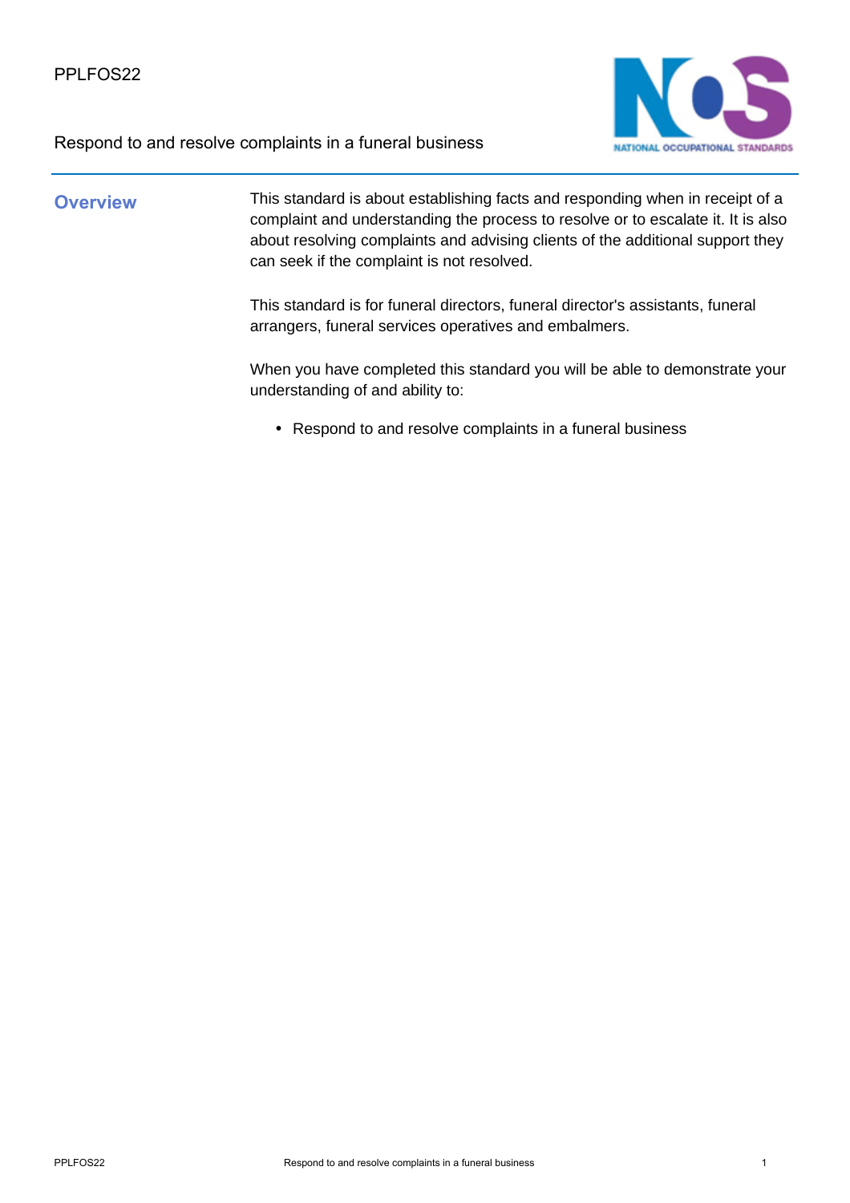PPLFOS22

# Respond to and resolve complaints in a funeral business

## Overview

This standard is about establishing facts and responding when in receipt of a complaint and understanding the process to resolve or to escalate it. It is also about resolving complaints and advising clients of the additional support they can seek if the complaint is not resolved.

This standard is for funeral directors, funeral director's assistants, funeral arrangers, funeral services operatives and embalmers.

When you have completed this standard you will be able to demonstrate your understanding of and ability to:

- Respond to and resolve complaints in a funeral business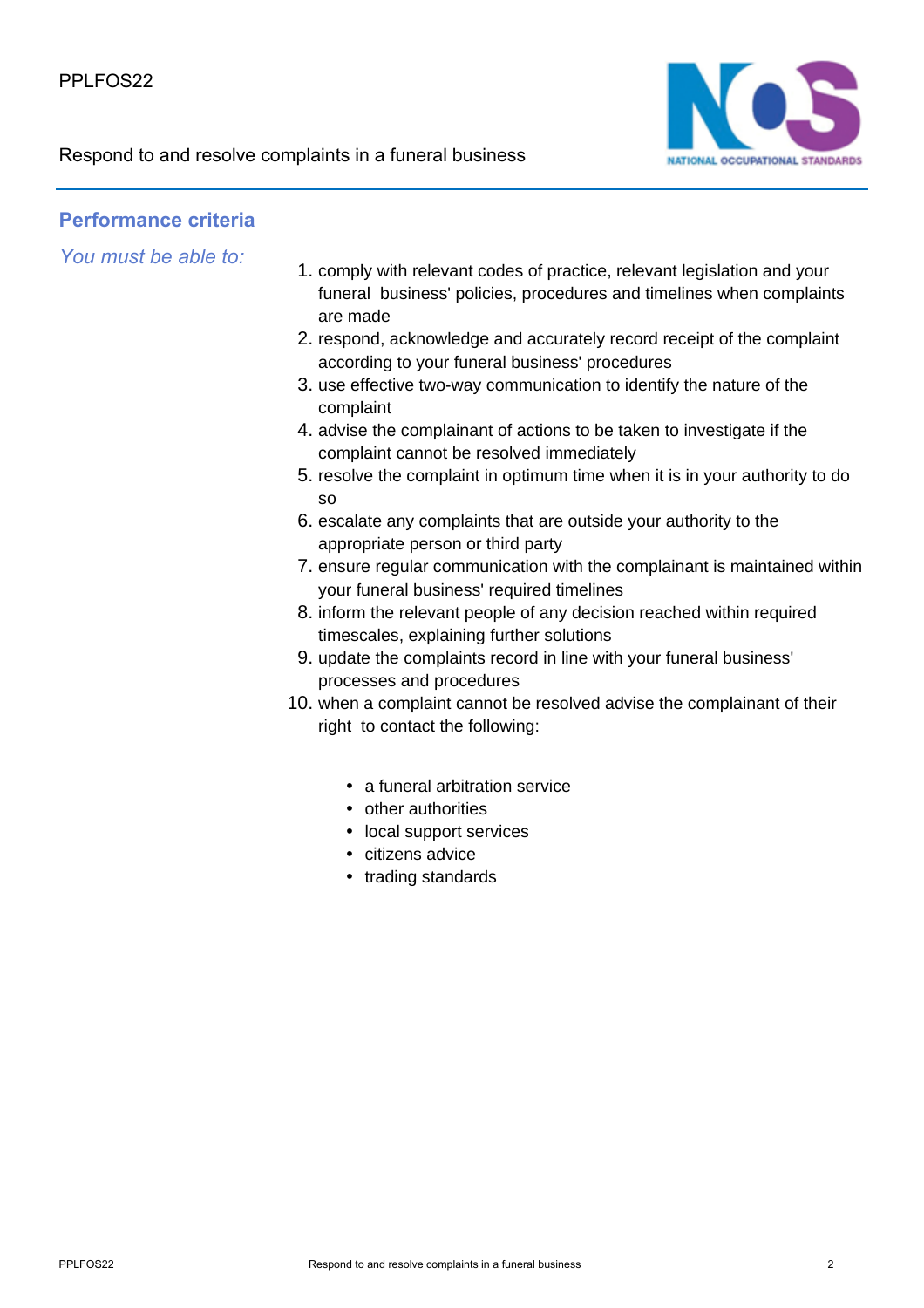## Performance criteria

*You must be able to:*

1. comply with relevant codes of practice, relevant legislation and your funeral business' policies, procedures and timelines when complaints are made
2. respond, acknowledge and accurately record receipt of the complaint according to your funeral business' procedures
3. use effective two-way communication to identify the nature of the complaint
4. advise the complainant of actions to be taken to investigate if the complaint cannot be resolved immediately
5. resolve the complaint in optimum time when it is in your authority to do so
6. escalate any complaints that are outside your authority to the appropriate person or third party
7. ensure regular communication with the complainant is maintained within your funeral business' required timelines
8. inform the relevant people of any decision reached within required timescales, explaining further solutions
9. update the complaints record in line with your funeral business' processes and procedures
10. when a complaint cannot be resolved advise the complainant of their right to contact the following:

    - a funeral arbitration service
    - other authorities
    - local support services
    - citizens advice
    - trading standards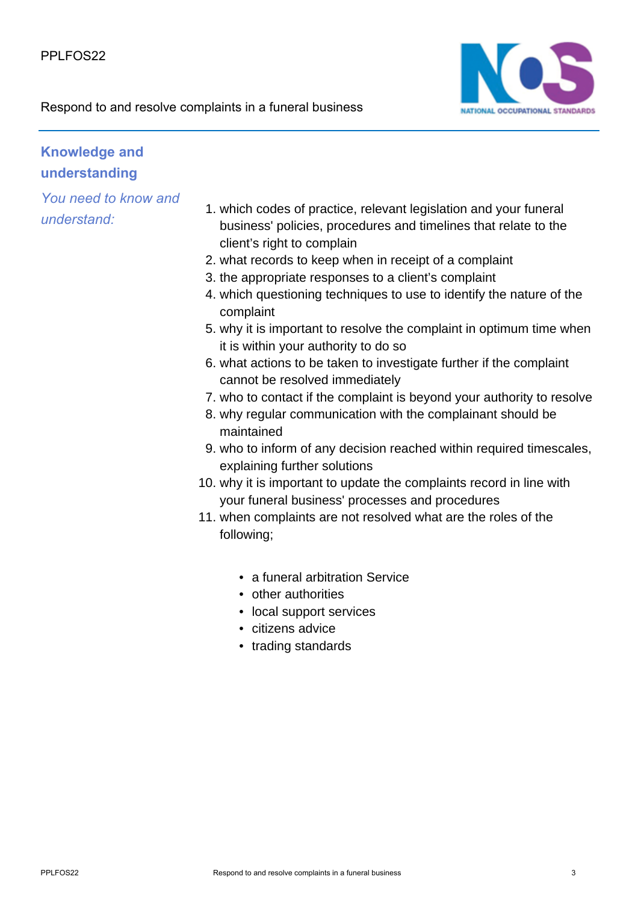## Knowledge and understanding

*You need to know and understand:*

1. which codes of practice, relevant legislation and your funeral business' policies, procedures and timelines that relate to the client's right to complain
2. what records to keep when in receipt of a complaint
3. the appropriate responses to a client's complaint
4. which questioning techniques to use to identify the nature of the complaint
5. why it is important to resolve the complaint in optimum time when it is within your authority to do so
6. what actions to be taken to investigate further if the complaint cannot be resolved immediately
7. who to contact if the complaint is beyond your authority to resolve
8. why regular communication with the complainant should be maintained
9. who to inform of any decision reached within required timescales, explaining further solutions
10. why it is important to update the complaints record in line with your funeral business' processes and procedures
11. when complaints are not resolved what are the roles of the following;
    - a funeral arbitration Service
    - other authorities
    - local support services
    - citizens advice
    - trading standards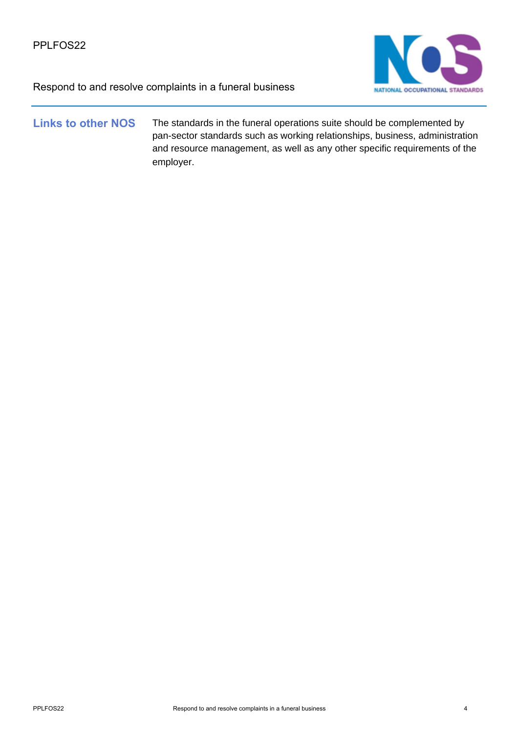## Links to other NOS

The standards in the funeral operations suite should be complemented by pan-sector standards such as working relationships, business, administration and resource management, as well as any other specific requirements of the employer.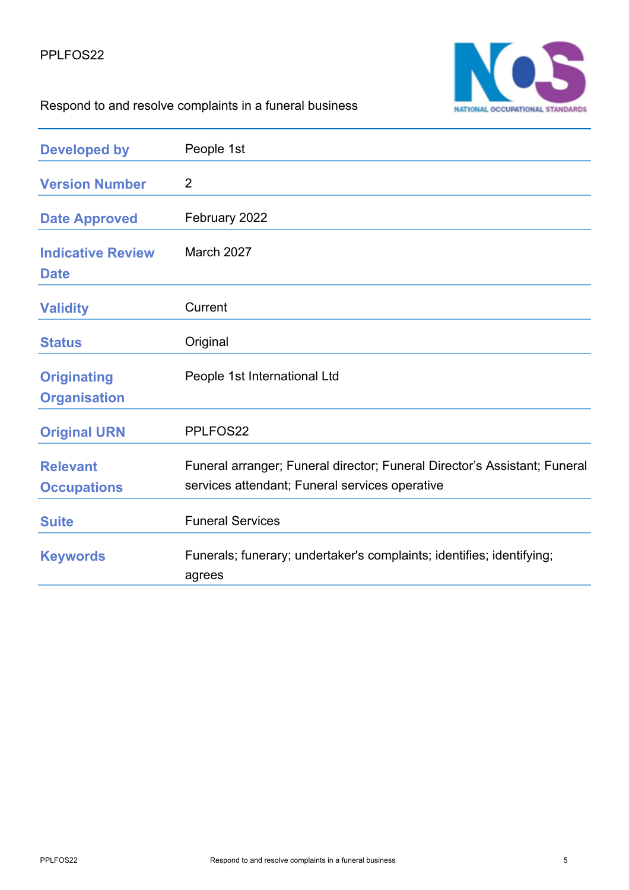PPLFOS22

Respond to and resolve complaints in a funeral business

| | |
|---|---|
| **Developed by** | People 1st |
| **Version Number** | 2 |
| **Date Approved** | February 2022 |
| **Indicative Review Date** | March 2027 |
| **Validity** | Current |
| **Status** | Original |
| **Originating Organisation** | People 1st International Ltd |
| **Original URN** | PPLFOS22 |
| **Relevant Occupations** | Funeral arranger; Funeral director; Funeral Director's Assistant; Funeral services attendant; Funeral services operative |
| **Suite** | Funeral Services |
| **Keywords** | Funerals; funerary; undertaker's complaints; identifies; identifying; agrees |